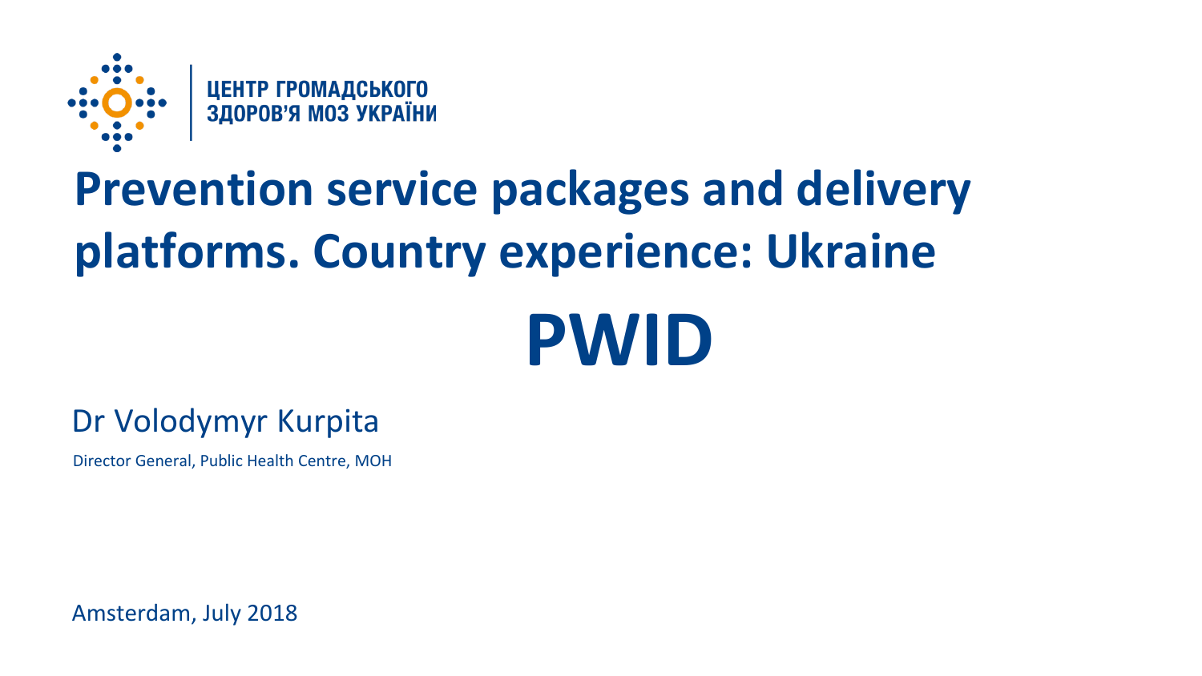ЦЕНТР ГРОМАДСЬКОГО ЗДОРОВ'Я МОЗ УКРАЇНИ

# Prevention service packages and delivery platforms. Country experience: Ukraine

# PWID

Dr Volodymyr Kurpita

Director General, Public Health Centre, MOH

Amsterdam, July 2018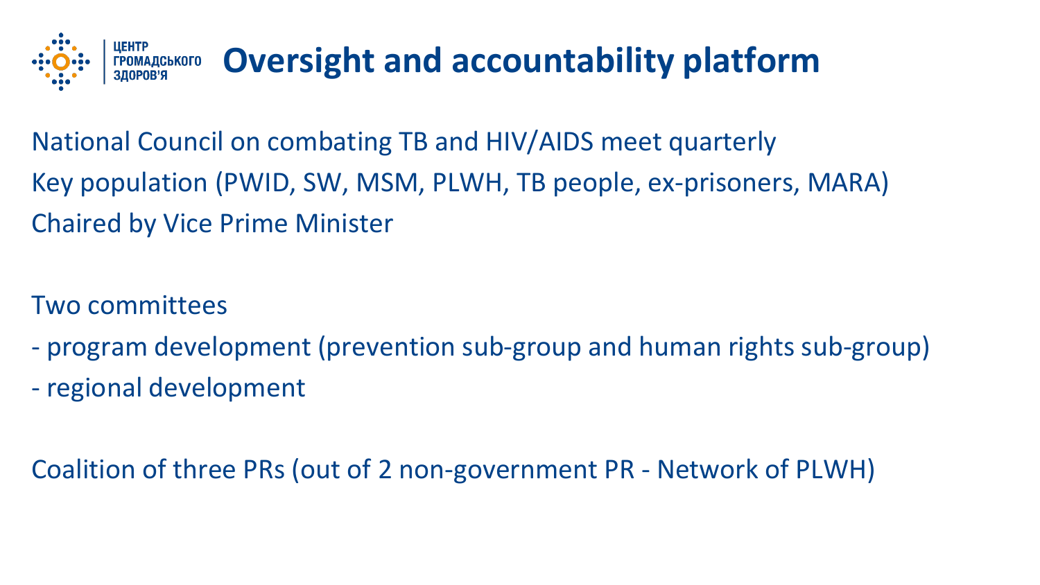# Oversight and accountability platform

National Council on combating TB and HIV/AIDS meet quarterly
Key population (PWID, SW, MSM, PLWH, TB people, ex-prisoners, MARA)
Chaired by Vice Prime Minister

Two committees

- program development (prevention sub-group and human rights sub-group)
- regional development

Coalition of three PRs (out of 2 non-government PR - Network of PLWH)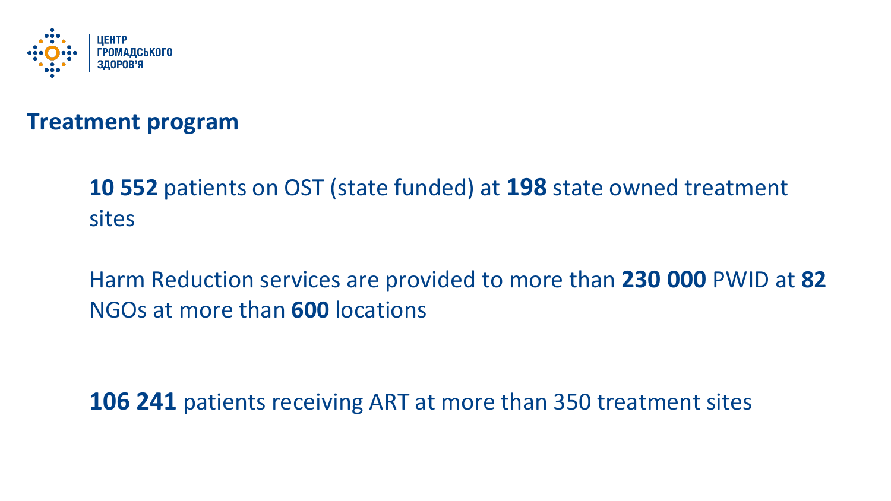## Treatment program

**10 552** patients on OST (state funded) at **198** state owned treatment sites

Harm Reduction services are provided to more than **230 000** PWID at **82** NGOs at more than **600** locations

**106 241** patients receiving ART at more than 350 treatment sites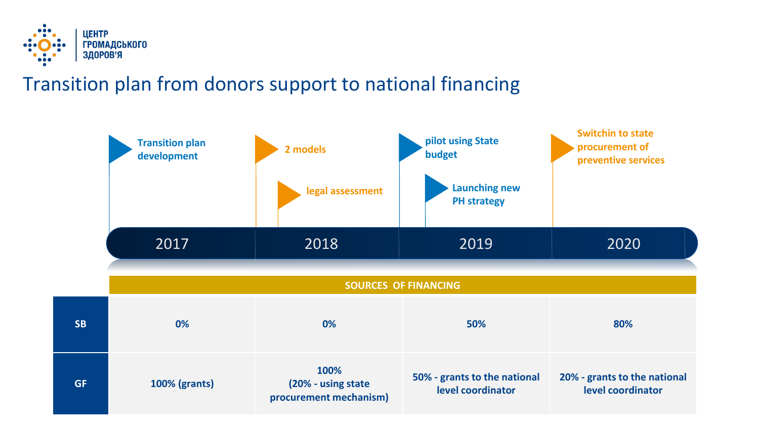ЦЕНТР ГРОМАДСЬКОГО ЗДОРОВ'Я

# Transition plan from donors support to national financing

- **2017**
  - Transition plan development
- **2018**
  - 2 models
  - legal assessment
- **2019**
  - pilot using State budget
  - Launching new PH strategy
- **2020**
  - Switchin to state procurement of preventive services

**SOURCES OF FINANCING**

| | 2017 | 2018 | 2019 | 2020 |
| --- | --- | --- | --- | --- |
| **SB** | 0% | 0% | 50% | 80% |
| **GF** | 100% (grants) | 100% (20% - using state procurement mechanism) | 50% - grants to the national level coordinator | 20% - grants to the national level coordinator |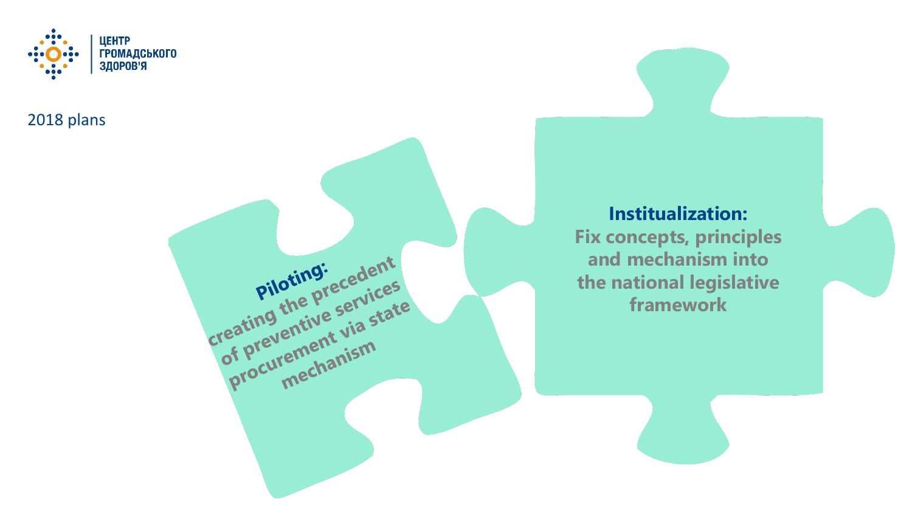ЦЕНТР ГРОМАДСЬКОГО ЗДОРОВ'Я

## 2018 plans

**Piloting:**
**creating the precedent of preventive services procurement via state mechanism**

**Institualization:**
**Fix concepts, principles and mechanism into the national legislative framework**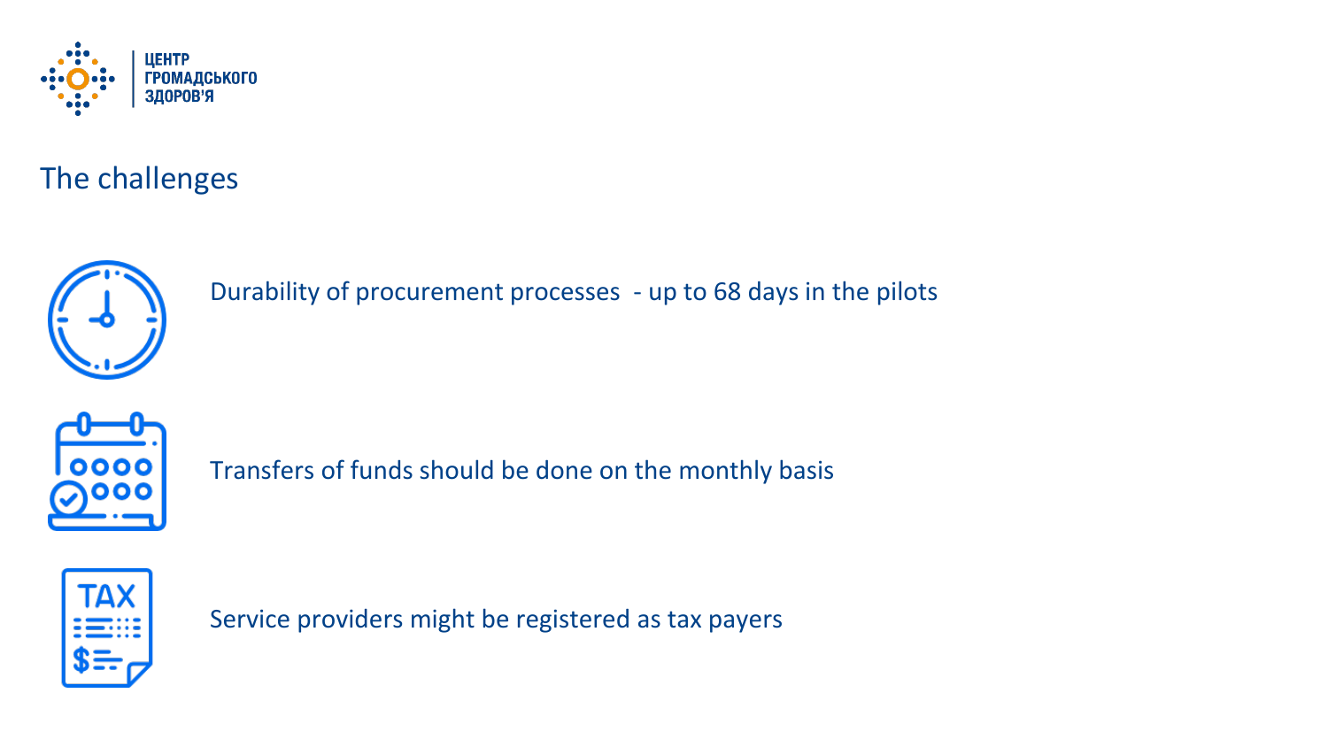ЦЕНТР
ГРОМАДСЬКОГО
ЗДОРОВ'Я

# The challenges

- Durability of procurement processes  - up to 68 days in the pilots
- Transfers of funds should be done on the monthly basis
- Service providers might be registered as tax payers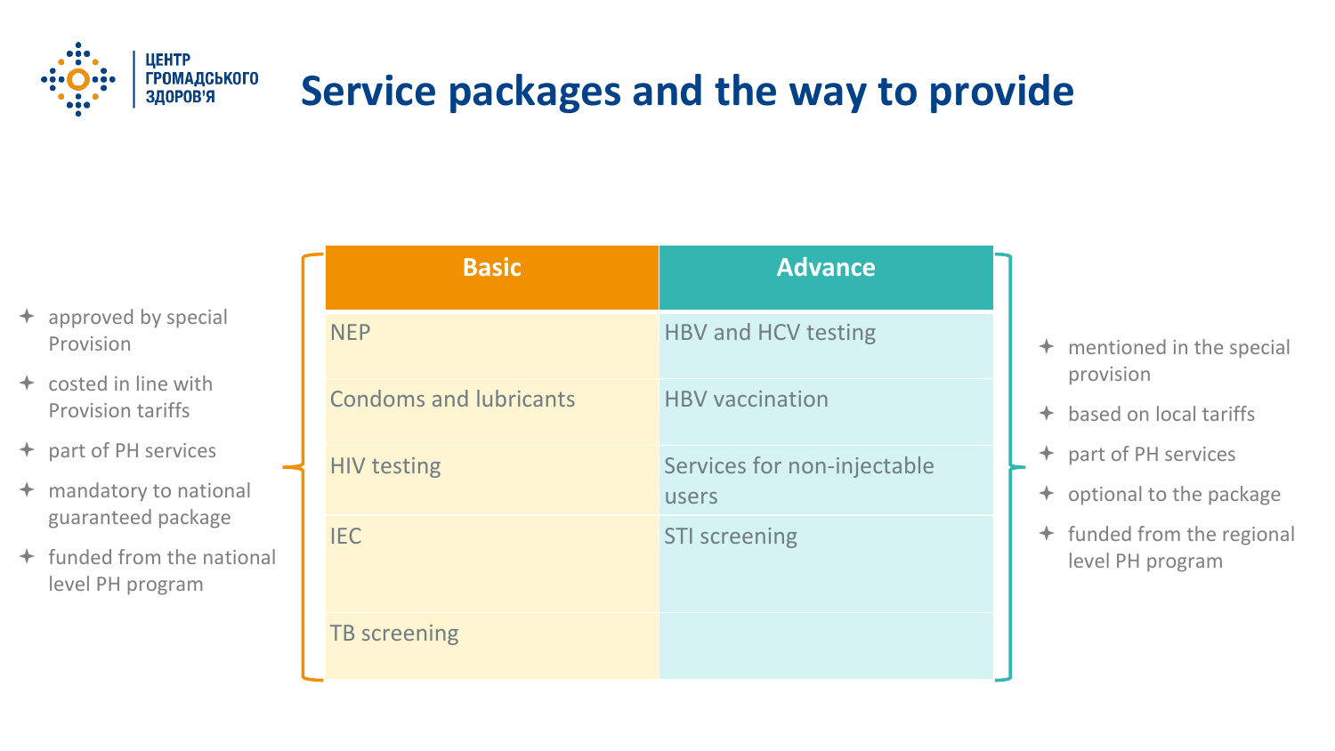# Service packages and the way to provide

- approved by special Provision
- costed in line with Provision tariffs
- part of PH services
- mandatory to national guaranteed package
- funded from the national level PH program

| Basic | Advance |
| --- | --- |
| NEP | HBV and HCV testing |
| Condoms and lubricants | HBV vaccination |
| HIV testing | Services for non-injectable users |
| IEC | STI screening |
| TB screening | |

- mentioned in the special provision
- based on local tariffs
- part of PH services
- optional to the package
- funded from the regional level PH program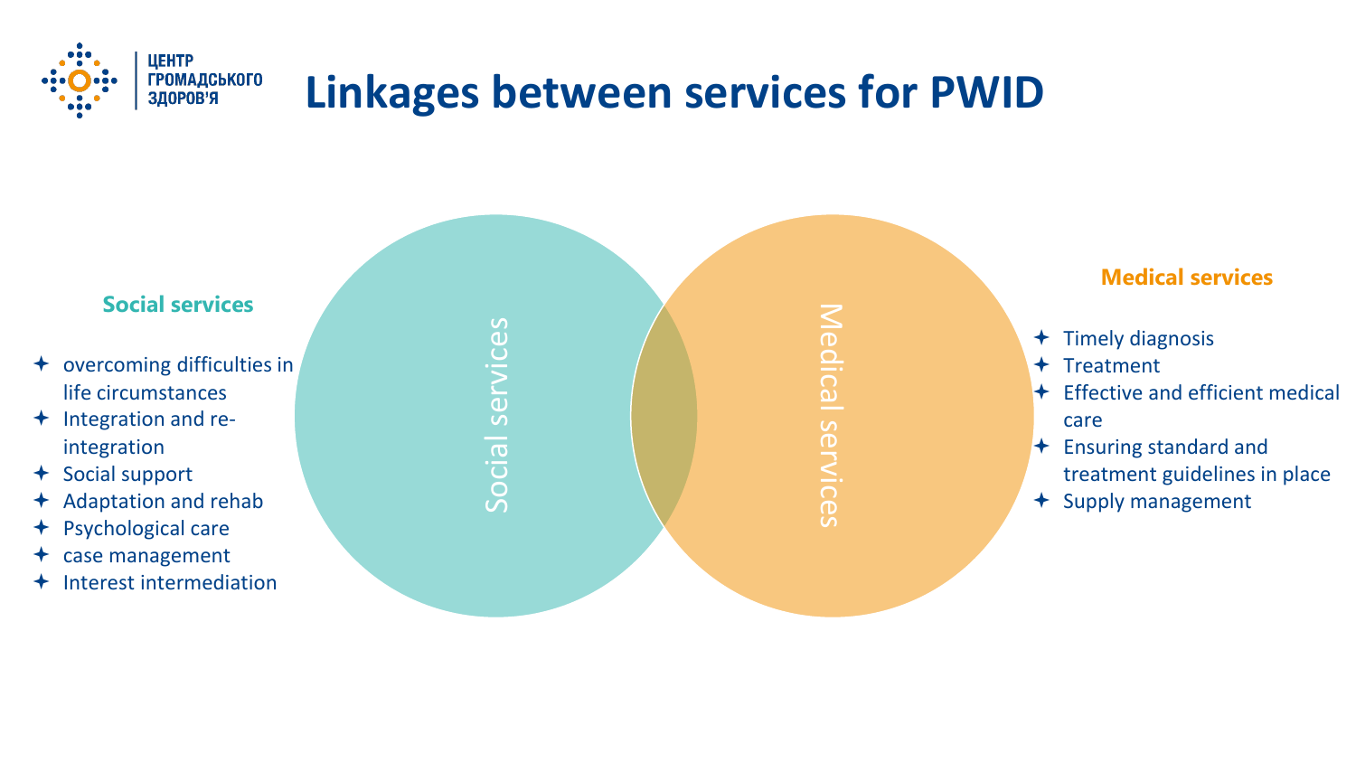# Linkages between services for PWID

### Social services

- overcoming difficulties in life circumstances
- Integration and re-integration
- Social support
- Adaptation and rehab
- Psychological care
- case management
- Interest intermediation

Social services

Medical services

### Medical services

- Timely diagnosis
- Treatment
- Effective and efficient medical care
- Ensuring standard and treatment guidelines in place
- Supply management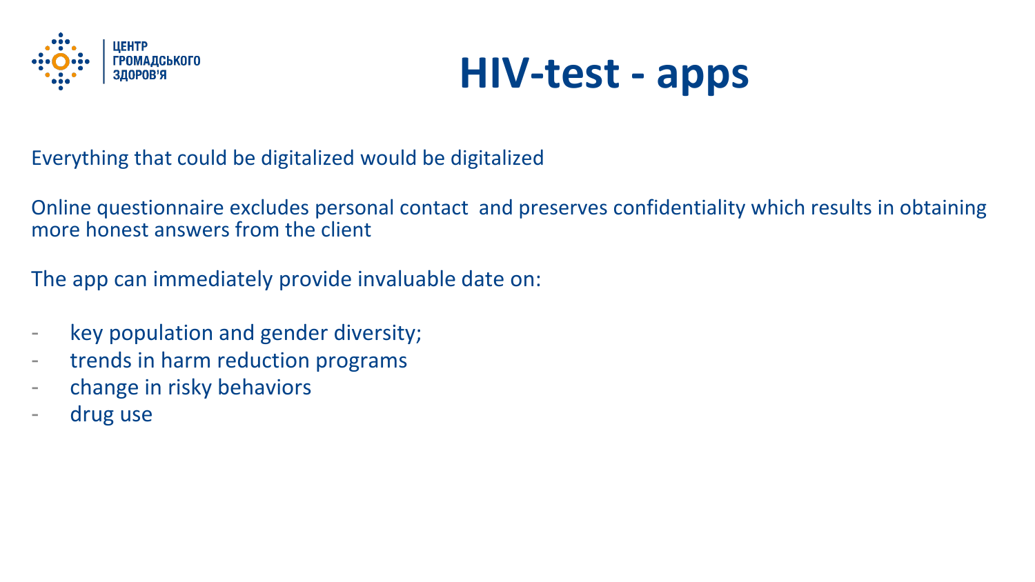# HIV-test - apps

Everything that could be digitalized would be digitalized

Online questionnaire excludes personal contact  and preserves confidentiality which results in obtaining more honest answers from the client

The app can immediately provide invaluable date on:

- key population and gender diversity;
- trends in harm reduction programs
- change in risky behaviors
- drug use